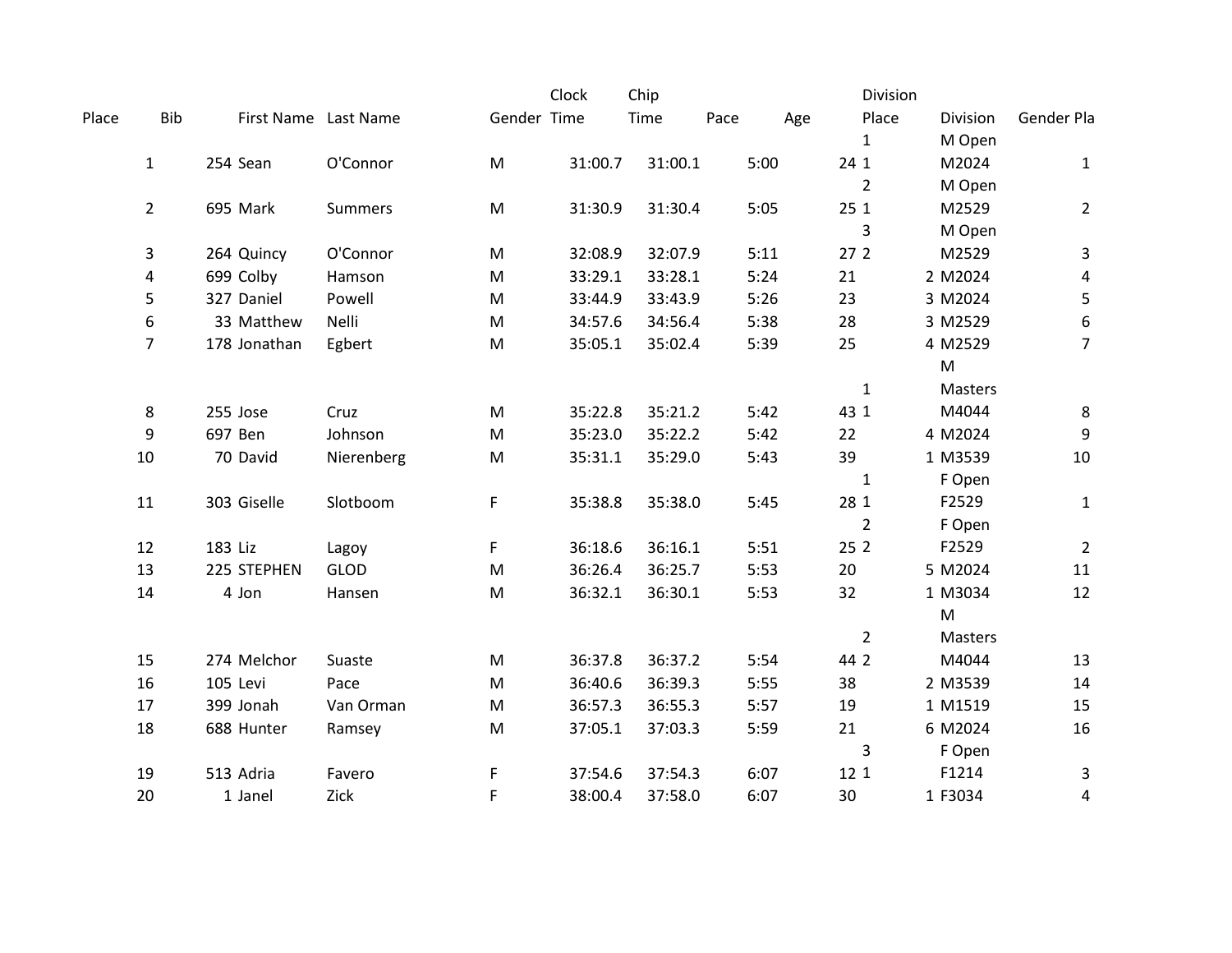| Place | Bib | First Name | Last Name | Gender | Clock Time | Chip Time | Pace | Age | Division Place | Division | Gender Pla |
|---|---|---|---|---|---|---|---|---|---|---|---|
| 1 | 254 | Sean | O'Connor | M | 31:00.7 | 31:00.1 | 5:00 | 24 | 1 1 | M Open M2024 | 1 |
| 2 | 695 | Mark | Summers | M | 31:30.9 | 31:30.4 | 5:05 | 25 | 2 1 | M Open M2529 | 2 |
| 3 | 264 | Quincy | O'Connor | M | 32:08.9 | 32:07.9 | 5:11 | 27 | 3 2 | M Open M2529 | 3 |
| 4 | 699 | Colby | Hamson | M | 33:29.1 | 33:28.1 | 5:24 | 21 | 2 | M2024 | 4 |
| 5 | 327 | Daniel | Powell | M | 33:44.9 | 33:43.9 | 5:26 | 23 | 3 | M2024 | 5 |
| 6 | 33 | Matthew | Nelli | M | 34:57.6 | 34:56.4 | 5:38 | 28 | 3 | M2529 | 6 |
| 7 | 178 | Jonathan | Egbert | M | 35:05.1 | 35:02.4 | 5:39 | 25 | 4 | M2529 | 7 |
| 8 | 255 | Jose | Cruz | M | 35:22.8 | 35:21.2 | 5:42 | 43 | 1 1 | M Masters M4044 | 8 |
| 9 | 697 | Ben | Johnson | M | 35:23.0 | 35:22.2 | 5:42 | 22 | 4 | M2024 | 9 |
| 10 | 70 | David | Nierenberg | M | 35:31.1 | 35:29.0 | 5:43 | 39 | 1 | M3539 | 10 |
| 11 | 303 | Giselle | Slotboom | F | 35:38.8 | 35:38.0 | 5:45 | 28 | 1 1 | F Open F2529 | 1 |
| 12 | 183 | Liz | Lagoy | F | 36:18.6 | 36:16.1 | 5:51 | 25 | 2 2 | F Open F2529 | 2 |
| 13 | 225 | STEPHEN | GLOD | M | 36:26.4 | 36:25.7 | 5:53 | 20 | 5 | M2024 | 11 |
| 14 | 4 | Jon | Hansen | M | 36:32.1 | 36:30.1 | 5:53 | 32 | 1 | M3034 | 12 |
| 15 | 274 | Melchor | Suaste | M | 36:37.8 | 36:37.2 | 5:54 | 44 | 2 2 | M Masters M4044 | 13 |
| 16 | 105 | Levi | Pace | M | 36:40.6 | 36:39.3 | 5:55 | 38 | 2 | M3539 | 14 |
| 17 | 399 | Jonah | Van Orman | M | 36:57.3 | 36:55.3 | 5:57 | 19 | 1 | M1519 | 15 |
| 18 | 688 | Hunter | Ramsey | M | 37:05.1 | 37:03.3 | 5:59 | 21 | 6 | M2024 | 16 |
| 19 | 513 | Adria | Favero | F | 37:54.6 | 37:54.3 | 6:07 | 12 | 3 1 | F Open F1214 | 3 |
| 20 | 1 | Janel | Zick | F | 38:00.4 | 37:58.0 | 6:07 | 30 | 1 | F3034 | 4 |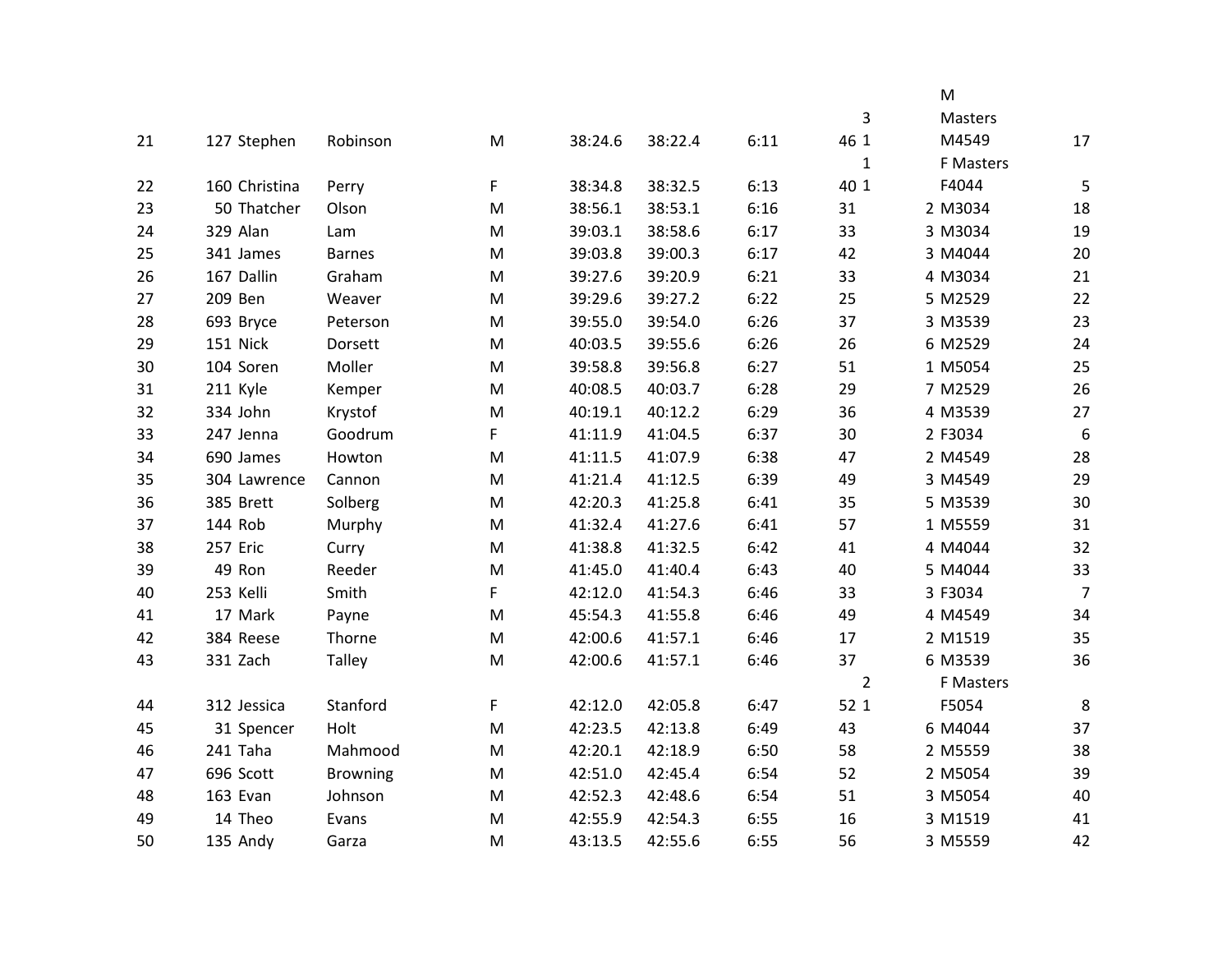| | | | | | | | | | | | |
|---|---|---|---|---|---|---|---|---|---|---|---|
| 21 | 127 | Stephen | Robinson | M | 38:24.6 | 38:22.4 | 6:11 | 46 | 3 1 | M Masters M4549 | 17 |
| 22 | 160 | Christina | Perry | F | 38:34.8 | 38:32.5 | 6:13 | 40 | 1 1 | F Masters F4044 | 5 |
| 23 | 50 | Thatcher | Olson | M | 38:56.1 | 38:53.1 | 6:16 | 31 | 2 | M3034 | 18 |
| 24 | 329 | Alan | Lam | M | 39:03.1 | 38:58.6 | 6:17 | 33 | 3 | M3034 | 19 |
| 25 | 341 | James | Barnes | M | 39:03.8 | 39:00.3 | 6:17 | 42 | 3 | M4044 | 20 |
| 26 | 167 | Dallin | Graham | M | 39:27.6 | 39:20.9 | 6:21 | 33 | 4 | M3034 | 21 |
| 27 | 209 | Ben | Weaver | M | 39:29.6 | 39:27.2 | 6:22 | 25 | 5 | M2529 | 22 |
| 28 | 693 | Bryce | Peterson | M | 39:55.0 | 39:54.0 | 6:26 | 37 | 3 | M3539 | 23 |
| 29 | 151 | Nick | Dorsett | M | 40:03.5 | 39:55.6 | 6:26 | 26 | 6 | M2529 | 24 |
| 30 | 104 | Soren | Moller | M | 39:58.8 | 39:56.8 | 6:27 | 51 | 1 | M5054 | 25 |
| 31 | 211 | Kyle | Kemper | M | 40:08.5 | 40:03.7 | 6:28 | 29 | 7 | M2529 | 26 |
| 32 | 334 | John | Krystof | M | 40:19.1 | 40:12.2 | 6:29 | 36 | 4 | M3539 | 27 |
| 33 | 247 | Jenna | Goodrum | F | 41:11.9 | 41:04.5 | 6:37 | 30 | 2 | F3034 | 6 |
| 34 | 690 | James | Howton | M | 41:11.5 | 41:07.9 | 6:38 | 47 | 2 | M4549 | 28 |
| 35 | 304 | Lawrence | Cannon | M | 41:21.4 | 41:12.5 | 6:39 | 49 | 3 | M4549 | 29 |
| 36 | 385 | Brett | Solberg | M | 42:20.3 | 41:25.8 | 6:41 | 35 | 5 | M3539 | 30 |
| 37 | 144 | Rob | Murphy | M | 41:32.4 | 41:27.6 | 6:41 | 57 | 1 | M5559 | 31 |
| 38 | 257 | Eric | Curry | M | 41:38.8 | 41:32.5 | 6:42 | 41 | 4 | M4044 | 32 |
| 39 | 49 | Ron | Reeder | M | 41:45.0 | 41:40.4 | 6:43 | 40 | 5 | M4044 | 33 |
| 40 | 253 | Kelli | Smith | F | 42:12.0 | 41:54.3 | 6:46 | 33 | 3 | F3034 | 7 |
| 41 | 17 | Mark | Payne | M | 45:54.3 | 41:55.8 | 6:46 | 49 | 4 | M4549 | 34 |
| 42 | 384 | Reese | Thorne | M | 42:00.6 | 41:57.1 | 6:46 | 17 | 2 | M1519 | 35 |
| 43 | 331 | Zach | Talley | M | 42:00.6 | 41:57.1 | 6:46 | 37 | 6 | M3539 | 36 |
| 44 | 312 | Jessica | Stanford | F | 42:12.0 | 42:05.8 | 6:47 | 52 | 2 1 | F Masters F5054 | 8 |
| 45 | 31 | Spencer | Holt | M | 42:23.5 | 42:13.8 | 6:49 | 43 | 6 | M4044 | 37 |
| 46 | 241 | Taha | Mahmood | M | 42:20.1 | 42:18.9 | 6:50 | 58 | 2 | M5559 | 38 |
| 47 | 696 | Scott | Browning | M | 42:51.0 | 42:45.4 | 6:54 | 52 | 2 | M5054 | 39 |
| 48 | 163 | Evan | Johnson | M | 42:52.3 | 42:48.6 | 6:54 | 51 | 3 | M5054 | 40 |
| 49 | 14 | Theo | Evans | M | 42:55.9 | 42:54.3 | 6:55 | 16 | 3 | M1519 | 41 |
| 50 | 135 | Andy | Garza | M | 43:13.5 | 42:55.6 | 6:55 | 56 | 3 | M5559 | 42 |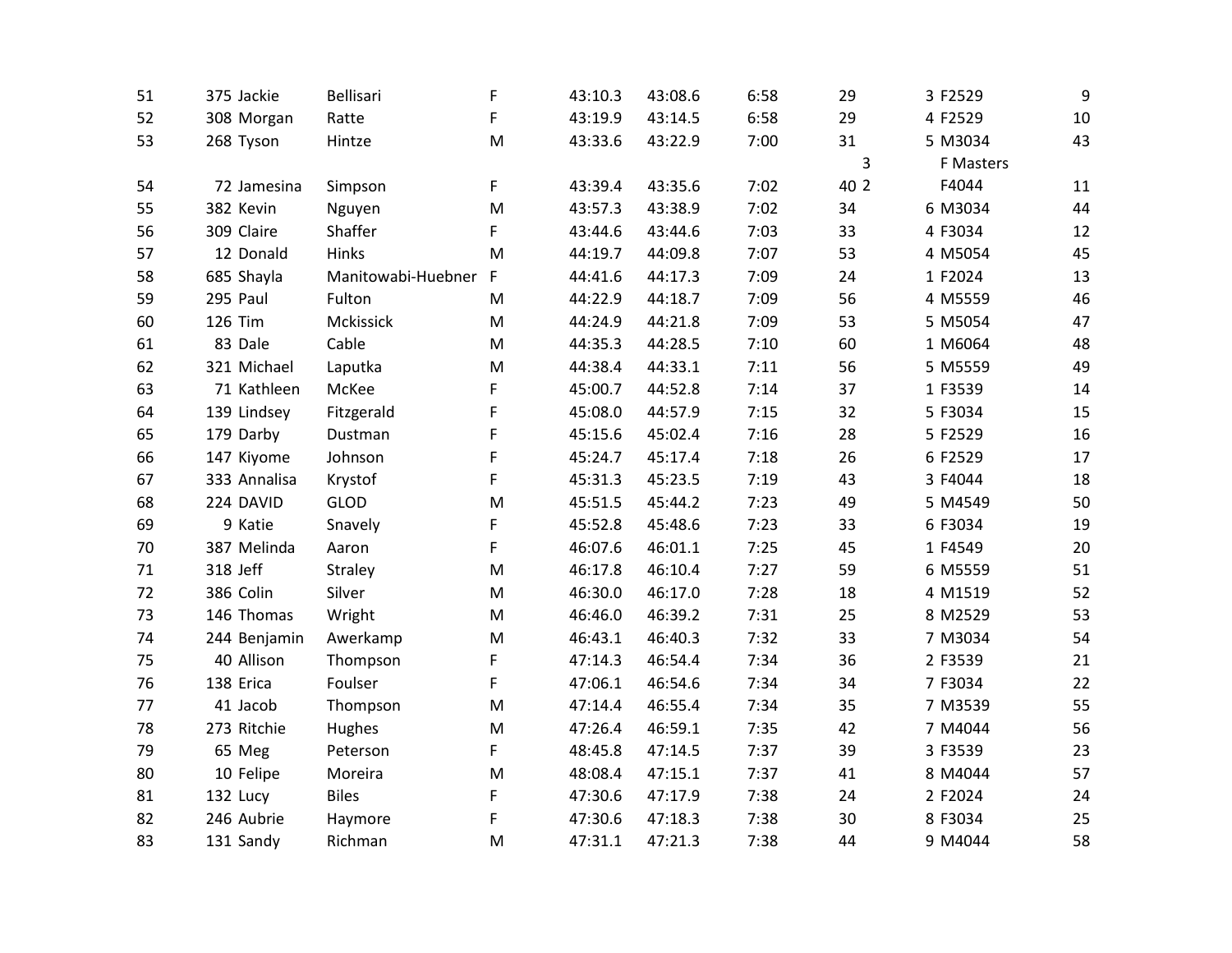| | | | | | | | | | | | |
|---|---|---|---|---|---|---|---|---|---|---|---|
| 51 | 375 | Jackie | Bellisari | F | 43:10.3 | 43:08.6 | 6:58 | 29 | 3 | F2529 | 9 |
| 52 | 308 | Morgan | Ratte | F | 43:19.9 | 43:14.5 | 6:58 | 29 | 4 | F2529 | 10 |
| 53 | 268 | Tyson | Hintze | M | 43:33.6 | 43:22.9 | 7:00 | 31 | 5 | M3034 | 43 |
| 54 | 72 | Jamesina | Simpson | F | 43:39.4 | 43:35.6 | 7:02 | 40 | 3 2 | F Masters F4044 | 11 |
| 55 | 382 | Kevin | Nguyen | M | 43:57.3 | 43:38.9 | 7:02 | 34 | 6 | M3034 | 44 |
| 56 | 309 | Claire | Shaffer | F | 43:44.6 | 43:44.6 | 7:03 | 33 | 4 | F3034 | 12 |
| 57 | 12 | Donald | Hinks | M | 44:19.7 | 44:09.8 | 7:07 | 53 | 4 | M5054 | 45 |
| 58 | 685 | Shayla | Manitowabi-Huebner | F | 44:41.6 | 44:17.3 | 7:09 | 24 | 1 | F2024 | 13 |
| 59 | 295 | Paul | Fulton | M | 44:22.9 | 44:18.7 | 7:09 | 56 | 4 | M5559 | 46 |
| 60 | 126 | Tim | Mckissick | M | 44:24.9 | 44:21.8 | 7:09 | 53 | 5 | M5054 | 47 |
| 61 | 83 | Dale | Cable | M | 44:35.3 | 44:28.5 | 7:10 | 60 | 1 | M6064 | 48 |
| 62 | 321 | Michael | Laputka | M | 44:38.4 | 44:33.1 | 7:11 | 56 | 5 | M5559 | 49 |
| 63 | 71 | Kathleen | McKee | F | 45:00.7 | 44:52.8 | 7:14 | 37 | 1 | F3539 | 14 |
| 64 | 139 | Lindsey | Fitzgerald | F | 45:08.0 | 44:57.9 | 7:15 | 32 | 5 | F3034 | 15 |
| 65 | 179 | Darby | Dustman | F | 45:15.6 | 45:02.4 | 7:16 | 28 | 5 | F2529 | 16 |
| 66 | 147 | Kiyome | Johnson | F | 45:24.7 | 45:17.4 | 7:18 | 26 | 6 | F2529 | 17 |
| 67 | 333 | Annalisa | Krystof | F | 45:31.3 | 45:23.5 | 7:19 | 43 | 3 | F4044 | 18 |
| 68 | 224 | DAVID | GLOD | M | 45:51.5 | 45:44.2 | 7:23 | 49 | 5 | M4549 | 50 |
| 69 | 9 | Katie | Snavely | F | 45:52.8 | 45:48.6 | 7:23 | 33 | 6 | F3034 | 19 |
| 70 | 387 | Melinda | Aaron | F | 46:07.6 | 46:01.1 | 7:25 | 45 | 1 | F4549 | 20 |
| 71 | 318 | Jeff | Straley | M | 46:17.8 | 46:10.4 | 7:27 | 59 | 6 | M5559 | 51 |
| 72 | 386 | Colin | Silver | M | 46:30.0 | 46:17.0 | 7:28 | 18 | 4 | M1519 | 52 |
| 73 | 146 | Thomas | Wright | M | 46:46.0 | 46:39.2 | 7:31 | 25 | 8 | M2529 | 53 |
| 74 | 244 | Benjamin | Awerkamp | M | 46:43.1 | 46:40.3 | 7:32 | 33 | 7 | M3034 | 54 |
| 75 | 40 | Allison | Thompson | F | 47:14.3 | 46:54.4 | 7:34 | 36 | 2 | F3539 | 21 |
| 76 | 138 | Erica | Foulser | F | 47:06.1 | 46:54.6 | 7:34 | 34 | 7 | F3034 | 22 |
| 77 | 41 | Jacob | Thompson | M | 47:14.4 | 46:55.4 | 7:34 | 35 | 7 | M3539 | 55 |
| 78 | 273 | Ritchie | Hughes | M | 47:26.4 | 46:59.1 | 7:35 | 42 | 7 | M4044 | 56 |
| 79 | 65 | Meg | Peterson | F | 48:45.8 | 47:14.5 | 7:37 | 39 | 3 | F3539 | 23 |
| 80 | 10 | Felipe | Moreira | M | 48:08.4 | 47:15.1 | 7:37 | 41 | 8 | M4044 | 57 |
| 81 | 132 | Lucy | Biles | F | 47:30.6 | 47:17.9 | 7:38 | 24 | 2 | F2024 | 24 |
| 82 | 246 | Aubrie | Haymore | F | 47:30.6 | 47:18.3 | 7:38 | 30 | 8 | F3034 | 25 |
| 83 | 131 | Sandy | Richman | M | 47:31.1 | 47:21.3 | 7:38 | 44 | 9 | M4044 | 58 |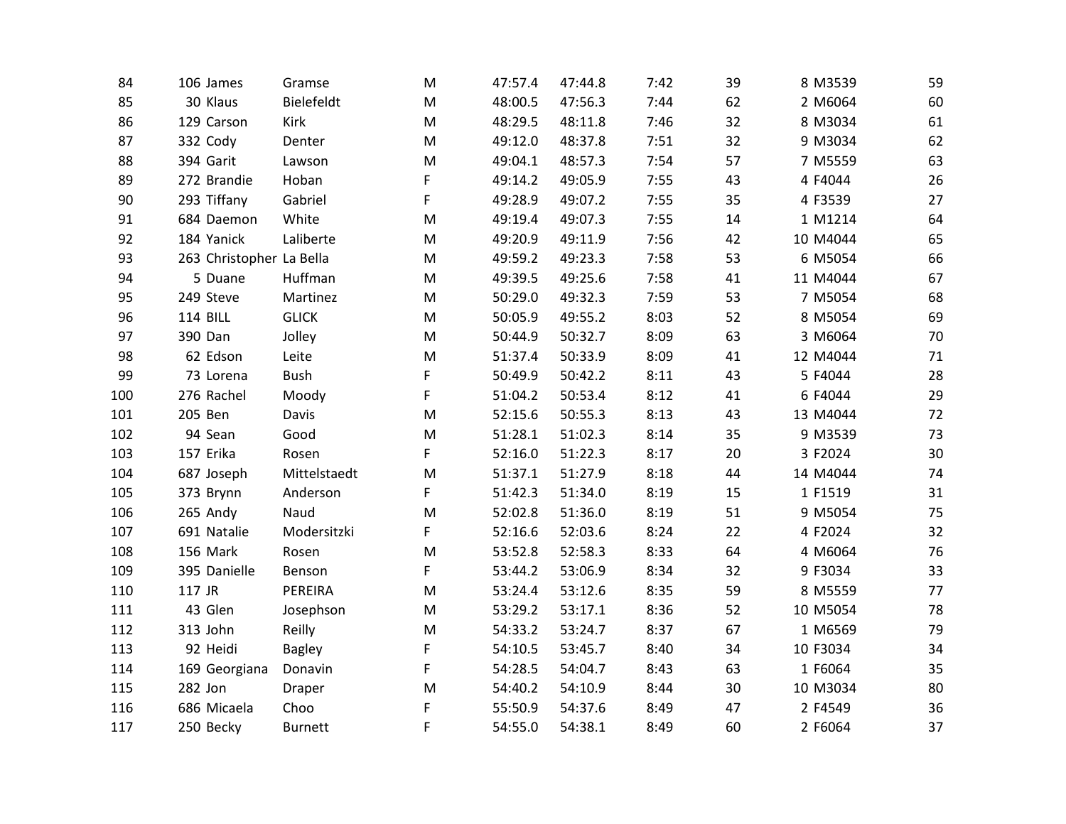| | | | | | | | | | | | |
|---|---|---|---|---|---|---|---|---|---|---|---|
| 84 | 106 | James | Gramse | M | 47:57.4 | 47:44.8 | 7:42 | 39 | 8 | M3539 | 59 |
| 85 | 30 | Klaus | Bielefeldt | M | 48:00.5 | 47:56.3 | 7:44 | 62 | 2 | M6064 | 60 |
| 86 | 129 | Carson | Kirk | M | 48:29.5 | 48:11.8 | 7:46 | 32 | 8 | M3034 | 61 |
| 87 | 332 | Cody | Denter | M | 49:12.0 | 48:37.8 | 7:51 | 32 | 9 | M3034 | 62 |
| 88 | 394 | Garit | Lawson | M | 49:04.1 | 48:57.3 | 7:54 | 57 | 7 | M5559 | 63 |
| 89 | 272 | Brandie | Hoban | F | 49:14.2 | 49:05.9 | 7:55 | 43 | 4 | F4044 | 26 |
| 90 | 293 | Tiffany | Gabriel | F | 49:28.9 | 49:07.2 | 7:55 | 35 | 4 | F3539 | 27 |
| 91 | 684 | Daemon | White | M | 49:19.4 | 49:07.3 | 7:55 | 14 | 1 | M1214 | 64 |
| 92 | 184 | Yanick | Laliberte | M | 49:20.9 | 49:11.9 | 7:56 | 42 | 10 | M4044 | 65 |
| 93 | 263 | Christopher | La Bella | M | 49:59.2 | 49:23.3 | 7:58 | 53 | 6 | M5054 | 66 |
| 94 | 5 | Duane | Huffman | M | 49:39.5 | 49:25.6 | 7:58 | 41 | 11 | M4044 | 67 |
| 95 | 249 | Steve | Martinez | M | 50:29.0 | 49:32.3 | 7:59 | 53 | 7 | M5054 | 68 |
| 96 | 114 | BILL | GLICK | M | 50:05.9 | 49:55.2 | 8:03 | 52 | 8 | M5054 | 69 |
| 97 | 390 | Dan | Jolley | M | 50:44.9 | 50:32.7 | 8:09 | 63 | 3 | M6064 | 70 |
| 98 | 62 | Edson | Leite | M | 51:37.4 | 50:33.9 | 8:09 | 41 | 12 | M4044 | 71 |
| 99 | 73 | Lorena | Bush | F | 50:49.9 | 50:42.2 | 8:11 | 43 | 5 | F4044 | 28 |
| 100 | 276 | Rachel | Moody | F | 51:04.2 | 50:53.4 | 8:12 | 41 | 6 | F4044 | 29 |
| 101 | 205 | Ben | Davis | M | 52:15.6 | 50:55.3 | 8:13 | 43 | 13 | M4044 | 72 |
| 102 | 94 | Sean | Good | M | 51:28.1 | 51:02.3 | 8:14 | 35 | 9 | M3539 | 73 |
| 103 | 157 | Erika | Rosen | F | 52:16.0 | 51:22.3 | 8:17 | 20 | 3 | F2024 | 30 |
| 104 | 687 | Joseph | Mittelstaedt | M | 51:37.1 | 51:27.9 | 8:18 | 44 | 14 | M4044 | 74 |
| 105 | 373 | Brynn | Anderson | F | 51:42.3 | 51:34.0 | 8:19 | 15 | 1 | F1519 | 31 |
| 106 | 265 | Andy | Naud | M | 52:02.8 | 51:36.0 | 8:19 | 51 | 9 | M5054 | 75 |
| 107 | 691 | Natalie | Modersitzki | F | 52:16.6 | 52:03.6 | 8:24 | 22 | 4 | F2024 | 32 |
| 108 | 156 | Mark | Rosen | M | 53:52.8 | 52:58.3 | 8:33 | 64 | 4 | M6064 | 76 |
| 109 | 395 | Danielle | Benson | F | 53:44.2 | 53:06.9 | 8:34 | 32 | 9 | F3034 | 33 |
| 110 | 117 | JR | PEREIRA | M | 53:24.4 | 53:12.6 | 8:35 | 59 | 8 | M5559 | 77 |
| 111 | 43 | Glen | Josephson | M | 53:29.2 | 53:17.1 | 8:36 | 52 | 10 | M5054 | 78 |
| 112 | 313 | John | Reilly | M | 54:33.2 | 53:24.7 | 8:37 | 67 | 1 | M6569 | 79 |
| 113 | 92 | Heidi | Bagley | F | 54:10.5 | 53:45.7 | 8:40 | 34 | 10 | F3034 | 34 |
| 114 | 169 | Georgiana | Donavin | F | 54:28.5 | 54:04.7 | 8:43 | 63 | 1 | F6064 | 35 |
| 115 | 282 | Jon | Draper | M | 54:40.2 | 54:10.9 | 8:44 | 30 | 10 | M3034 | 80 |
| 116 | 686 | Micaela | Choo | F | 55:50.9 | 54:37.6 | 8:49 | 47 | 2 | F4549 | 36 |
| 117 | 250 | Becky | Burnett | F | 54:55.0 | 54:38.1 | 8:49 | 60 | 2 | F6064 | 37 |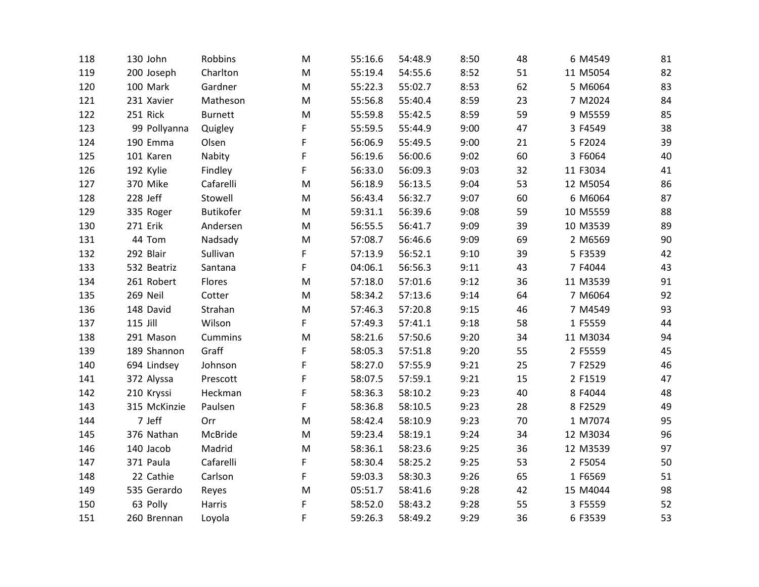| | | | | | | | | | | | |
|---|---|---|---|---|---|---|---|---|---|---|---|
| 118 | 130 | John | Robbins | M | 55:16.6 | 54:48.9 | 8:50 | 48 | 6 | M4549 | 81 |
| 119 | 200 | Joseph | Charlton | M | 55:19.4 | 54:55.6 | 8:52 | 51 | 11 | M5054 | 82 |
| 120 | 100 | Mark | Gardner | M | 55:22.3 | 55:02.7 | 8:53 | 62 | 5 | M6064 | 83 |
| 121 | 231 | Xavier | Matheson | M | 55:56.8 | 55:40.4 | 8:59 | 23 | 7 | M2024 | 84 |
| 122 | 251 | Rick | Burnett | M | 55:59.8 | 55:42.5 | 8:59 | 59 | 9 | M5559 | 85 |
| 123 | 99 | Pollyanna | Quigley | F | 55:59.5 | 55:44.9 | 9:00 | 47 | 3 | F4549 | 38 |
| 124 | 190 | Emma | Olsen | F | 56:06.9 | 55:49.5 | 9:00 | 21 | 5 | F2024 | 39 |
| 125 | 101 | Karen | Nabity | F | 56:19.6 | 56:00.6 | 9:02 | 60 | 3 | F6064 | 40 |
| 126 | 192 | Kylie | Findley | F | 56:33.0 | 56:09.3 | 9:03 | 32 | 11 | F3034 | 41 |
| 127 | 370 | Mike | Cafarelli | M | 56:18.9 | 56:13.5 | 9:04 | 53 | 12 | M5054 | 86 |
| 128 | 228 | Jeff | Stowell | M | 56:43.4 | 56:32.7 | 9:07 | 60 | 6 | M6064 | 87 |
| 129 | 335 | Roger | Butikofer | M | 59:31.1 | 56:39.6 | 9:08 | 59 | 10 | M5559 | 88 |
| 130 | 271 | Erik | Andersen | M | 56:55.5 | 56:41.7 | 9:09 | 39 | 10 | M3539 | 89 |
| 131 | 44 | Tom | Nadsady | M | 57:08.7 | 56:46.6 | 9:09 | 69 | 2 | M6569 | 90 |
| 132 | 292 | Blair | Sullivan | F | 57:13.9 | 56:52.1 | 9:10 | 39 | 5 | F3539 | 42 |
| 133 | 532 | Beatriz | Santana | F | 04:06.1 | 56:56.3 | 9:11 | 43 | 7 | F4044 | 43 |
| 134 | 261 | Robert | Flores | M | 57:18.0 | 57:01.6 | 9:12 | 36 | 11 | M3539 | 91 |
| 135 | 269 | Neil | Cotter | M | 58:34.2 | 57:13.6 | 9:14 | 64 | 7 | M6064 | 92 |
| 136 | 148 | David | Strahan | M | 57:46.3 | 57:20.8 | 9:15 | 46 | 7 | M4549 | 93 |
| 137 | 115 | Jill | Wilson | F | 57:49.3 | 57:41.1 | 9:18 | 58 | 1 | F5559 | 44 |
| 138 | 291 | Mason | Cummins | M | 58:21.6 | 57:50.6 | 9:20 | 34 | 11 | M3034 | 94 |
| 139 | 189 | Shannon | Graff | F | 58:05.3 | 57:51.8 | 9:20 | 55 | 2 | F5559 | 45 |
| 140 | 694 | Lindsey | Johnson | F | 58:27.0 | 57:55.9 | 9:21 | 25 | 7 | F2529 | 46 |
| 141 | 372 | Alyssa | Prescott | F | 58:07.5 | 57:59.1 | 9:21 | 15 | 2 | F1519 | 47 |
| 142 | 210 | Kryssi | Heckman | F | 58:36.3 | 58:10.2 | 9:23 | 40 | 8 | F4044 | 48 |
| 143 | 315 | McKinzie | Paulsen | F | 58:36.8 | 58:10.5 | 9:23 | 28 | 8 | F2529 | 49 |
| 144 | 7 | Jeff | Orr | M | 58:42.4 | 58:10.9 | 9:23 | 70 | 1 | M7074 | 95 |
| 145 | 376 | Nathan | McBride | M | 59:23.4 | 58:19.1 | 9:24 | 34 | 12 | M3034 | 96 |
| 146 | 140 | Jacob | Madrid | M | 58:36.1 | 58:23.6 | 9:25 | 36 | 12 | M3539 | 97 |
| 147 | 371 | Paula | Cafarelli | F | 58:30.4 | 58:25.2 | 9:25 | 53 | 2 | F5054 | 50 |
| 148 | 22 | Cathie | Carlson | F | 59:03.3 | 58:30.3 | 9:26 | 65 | 1 | F6569 | 51 |
| 149 | 535 | Gerardo | Reyes | M | 05:51.7 | 58:41.6 | 9:28 | 42 | 15 | M4044 | 98 |
| 150 | 63 | Polly | Harris | F | 58:52.0 | 58:43.2 | 9:28 | 55 | 3 | F5559 | 52 |
| 151 | 260 | Brennan | Loyola | F | 59:26.3 | 58:49.2 | 9:29 | 36 | 6 | F3539 | 53 |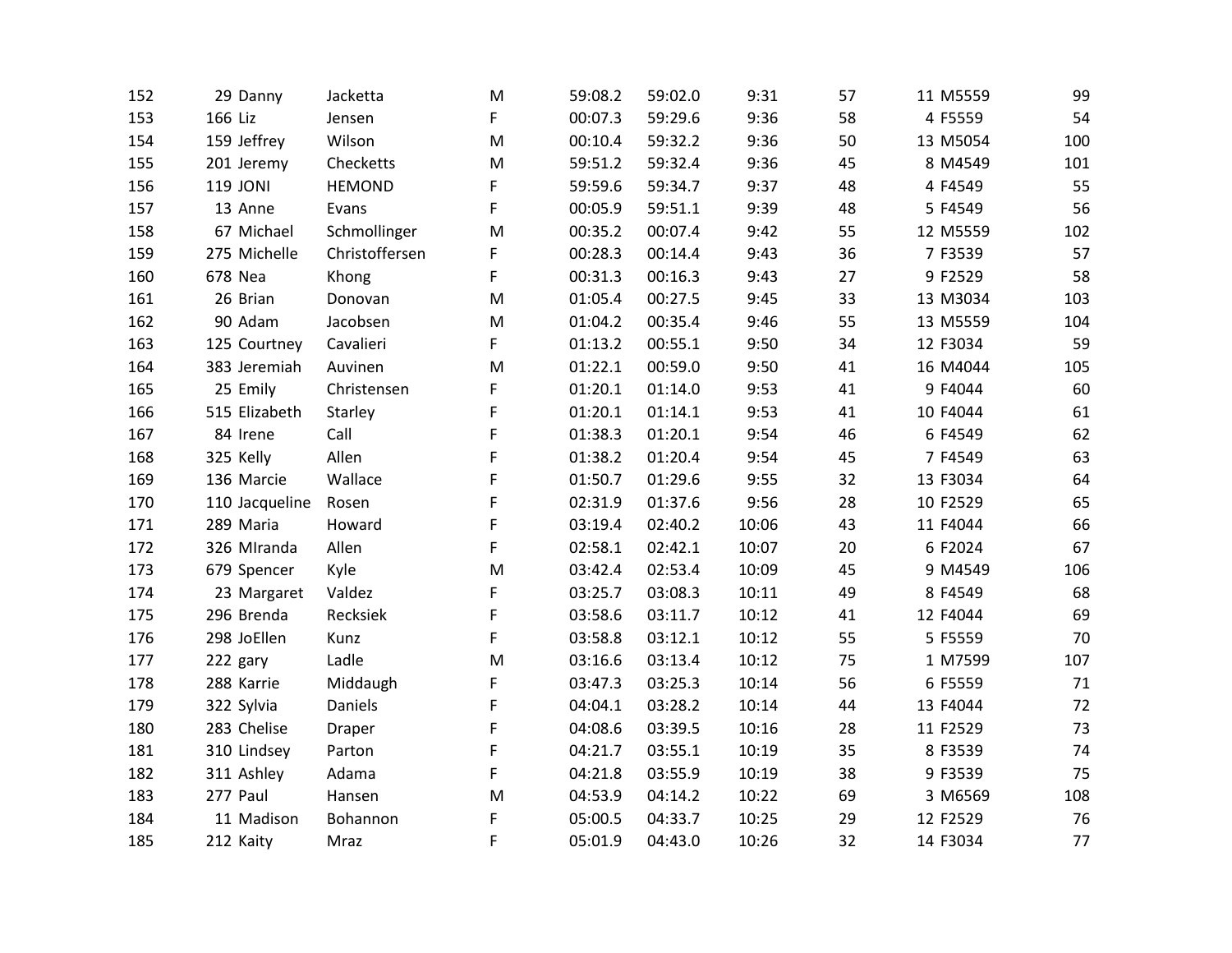| | | | | | | | | | | | |
|---|---|---|---|---|---|---|---|---|---|---|---|
| 152 | 29 | Danny | Jacketta | M | 59:08.2 | 59:02.0 | 9:31 | 57 | 11 | M5559 | 99 |
| 153 | 166 | Liz | Jensen | F | 00:07.3 | 59:29.6 | 9:36 | 58 | 4 | F5559 | 54 |
| 154 | 159 | Jeffrey | Wilson | M | 00:10.4 | 59:32.2 | 9:36 | 50 | 13 | M5054 | 100 |
| 155 | 201 | Jeremy | Checketts | M | 59:51.2 | 59:32.4 | 9:36 | 45 | 8 | M4549 | 101 |
| 156 | 119 | JONI | HEMOND | F | 59:59.6 | 59:34.7 | 9:37 | 48 | 4 | F4549 | 55 |
| 157 | 13 | Anne | Evans | F | 00:05.9 | 59:51.1 | 9:39 | 48 | 5 | F4549 | 56 |
| 158 | 67 | Michael | Schmollinger | M | 00:35.2 | 00:07.4 | 9:42 | 55 | 12 | M5559 | 102 |
| 159 | 275 | Michelle | Christoffersen | F | 00:28.3 | 00:14.4 | 9:43 | 36 | 7 | F3539 | 57 |
| 160 | 678 | Nea | Khong | F | 00:31.3 | 00:16.3 | 9:43 | 27 | 9 | F2529 | 58 |
| 161 | 26 | Brian | Donovan | M | 01:05.4 | 00:27.5 | 9:45 | 33 | 13 | M3034 | 103 |
| 162 | 90 | Adam | Jacobsen | M | 01:04.2 | 00:35.4 | 9:46 | 55 | 13 | M5559 | 104 |
| 163 | 125 | Courtney | Cavalieri | F | 01:13.2 | 00:55.1 | 9:50 | 34 | 12 | F3034 | 59 |
| 164 | 383 | Jeremiah | Auvinen | M | 01:22.1 | 00:59.0 | 9:50 | 41 | 16 | M4044 | 105 |
| 165 | 25 | Emily | Christensen | F | 01:20.1 | 01:14.0 | 9:53 | 41 | 9 | F4044 | 60 |
| 166 | 515 | Elizabeth | Starley | F | 01:20.1 | 01:14.1 | 9:53 | 41 | 10 | F4044 | 61 |
| 167 | 84 | Irene | Call | F | 01:38.3 | 01:20.1 | 9:54 | 46 | 6 | F4549 | 62 |
| 168 | 325 | Kelly | Allen | F | 01:38.2 | 01:20.4 | 9:54 | 45 | 7 | F4549 | 63 |
| 169 | 136 | Marcie | Wallace | F | 01:50.7 | 01:29.6 | 9:55 | 32 | 13 | F3034 | 64 |
| 170 | 110 | Jacqueline | Rosen | F | 02:31.9 | 01:37.6 | 9:56 | 28 | 10 | F2529 | 65 |
| 171 | 289 | Maria | Howard | F | 03:19.4 | 02:40.2 | 10:06 | 43 | 11 | F4044 | 66 |
| 172 | 326 | MIranda | Allen | F | 02:58.1 | 02:42.1 | 10:07 | 20 | 6 | F2024 | 67 |
| 173 | 679 | Spencer | Kyle | M | 03:42.4 | 02:53.4 | 10:09 | 45 | 9 | M4549 | 106 |
| 174 | 23 | Margaret | Valdez | F | 03:25.7 | 03:08.3 | 10:11 | 49 | 8 | F4549 | 68 |
| 175 | 296 | Brenda | Recksiek | F | 03:58.6 | 03:11.7 | 10:12 | 41 | 12 | F4044 | 69 |
| 176 | 298 | JoEllen | Kunz | F | 03:58.8 | 03:12.1 | 10:12 | 55 | 5 | F5559 | 70 |
| 177 | 222 | gary | Ladle | M | 03:16.6 | 03:13.4 | 10:12 | 75 | 1 | M7599 | 107 |
| 178 | 288 | Karrie | Middaugh | F | 03:47.3 | 03:25.3 | 10:14 | 56 | 6 | F5559 | 71 |
| 179 | 322 | Sylvia | Daniels | F | 04:04.1 | 03:28.2 | 10:14 | 44 | 13 | F4044 | 72 |
| 180 | 283 | Chelise | Draper | F | 04:08.6 | 03:39.5 | 10:16 | 28 | 11 | F2529 | 73 |
| 181 | 310 | Lindsey | Parton | F | 04:21.7 | 03:55.1 | 10:19 | 35 | 8 | F3539 | 74 |
| 182 | 311 | Ashley | Adama | F | 04:21.8 | 03:55.9 | 10:19 | 38 | 9 | F3539 | 75 |
| 183 | 277 | Paul | Hansen | M | 04:53.9 | 04:14.2 | 10:22 | 69 | 3 | M6569 | 108 |
| 184 | 11 | Madison | Bohannon | F | 05:00.5 | 04:33.7 | 10:25 | 29 | 12 | F2529 | 76 |
| 185 | 212 | Kaity | Mraz | F | 05:01.9 | 04:43.0 | 10:26 | 32 | 14 | F3034 | 77 |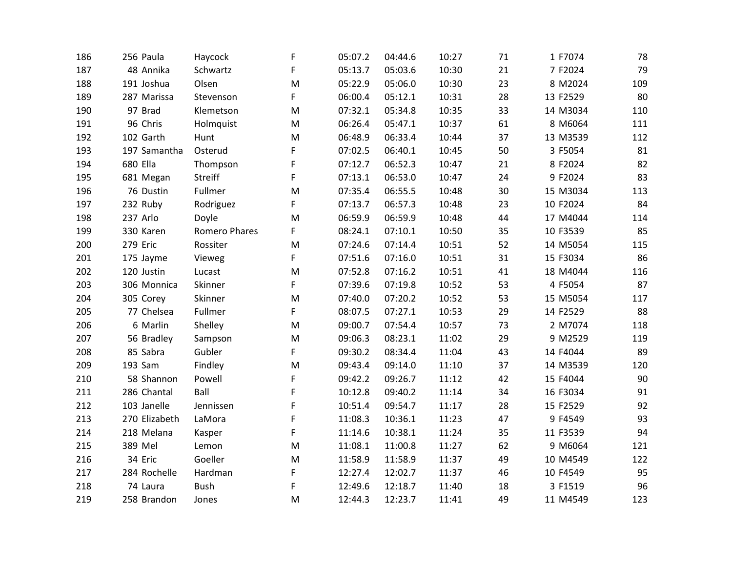| | | | | | | | | | | | | |
|---|---|---|---|---|---|---|---|---|---|---|---|---|
| 186 | 256 | Paula | Haycock | F | 05:07.2 | 04:44.6 | 10:27 | 71 | 1 | F7074 | 78 |
| 187 | 48 | Annika | Schwartz | F | 05:13.7 | 05:03.6 | 10:30 | 21 | 7 | F2024 | 79 |
| 188 | 191 | Joshua | Olsen | M | 05:22.9 | 05:06.0 | 10:30 | 23 | 8 | M2024 | 109 |
| 189 | 287 | Marissa | Stevenson | F | 06:00.4 | 05:12.1 | 10:31 | 28 | 13 | F2529 | 80 |
| 190 | 97 | Brad | Klemetson | M | 07:32.1 | 05:34.8 | 10:35 | 33 | 14 | M3034 | 110 |
| 191 | 96 | Chris | Holmquist | M | 06:26.4 | 05:47.1 | 10:37 | 61 | 8 | M6064 | 111 |
| 192 | 102 | Garth | Hunt | M | 06:48.9 | 06:33.4 | 10:44 | 37 | 13 | M3539 | 112 |
| 193 | 197 | Samantha | Osterud | F | 07:02.5 | 06:40.1 | 10:45 | 50 | 3 | F5054 | 81 |
| 194 | 680 | Ella | Thompson | F | 07:12.7 | 06:52.3 | 10:47 | 21 | 8 | F2024 | 82 |
| 195 | 681 | Megan | Streiff | F | 07:13.1 | 06:53.0 | 10:47 | 24 | 9 | F2024 | 83 |
| 196 | 76 | Dustin | Fullmer | M | 07:35.4 | 06:55.5 | 10:48 | 30 | 15 | M3034 | 113 |
| 197 | 232 | Ruby | Rodriguez | F | 07:13.7 | 06:57.3 | 10:48 | 23 | 10 | F2024 | 84 |
| 198 | 237 | Arlo | Doyle | M | 06:59.9 | 06:59.9 | 10:48 | 44 | 17 | M4044 | 114 |
| 199 | 330 | Karen | Romero Phares | F | 08:24.1 | 07:10.1 | 10:50 | 35 | 10 | F3539 | 85 |
| 200 | 279 | Eric | Rossiter | M | 07:24.6 | 07:14.4 | 10:51 | 52 | 14 | M5054 | 115 |
| 201 | 175 | Jayme | Vieweg | F | 07:51.6 | 07:16.0 | 10:51 | 31 | 15 | F3034 | 86 |
| 202 | 120 | Justin | Lucast | M | 07:52.8 | 07:16.2 | 10:51 | 41 | 18 | M4044 | 116 |
| 203 | 306 | Monnica | Skinner | F | 07:39.6 | 07:19.8 | 10:52 | 53 | 4 | F5054 | 87 |
| 204 | 305 | Corey | Skinner | M | 07:40.0 | 07:20.2 | 10:52 | 53 | 15 | M5054 | 117 |
| 205 | 77 | Chelsea | Fullmer | F | 08:07.5 | 07:27.1 | 10:53 | 29 | 14 | F2529 | 88 |
| 206 | 6 | Marlin | Shelley | M | 09:00.7 | 07:54.4 | 10:57 | 73 | 2 | M7074 | 118 |
| 207 | 56 | Bradley | Sampson | M | 09:06.3 | 08:23.1 | 11:02 | 29 | 9 | M2529 | 119 |
| 208 | 85 | Sabra | Gubler | F | 09:30.2 | 08:34.4 | 11:04 | 43 | 14 | F4044 | 89 |
| 209 | 193 | Sam | Findley | M | 09:43.4 | 09:14.0 | 11:10 | 37 | 14 | M3539 | 120 |
| 210 | 58 | Shannon | Powell | F | 09:42.2 | 09:26.7 | 11:12 | 42 | 15 | F4044 | 90 |
| 211 | 286 | Chantal | Ball | F | 10:12.8 | 09:40.2 | 11:14 | 34 | 16 | F3034 | 91 |
| 212 | 103 | Janelle | Jennissen | F | 10:51.4 | 09:54.7 | 11:17 | 28 | 15 | F2529 | 92 |
| 213 | 270 | Elizabeth | LaMora | F | 11:08.3 | 10:36.1 | 11:23 | 47 | 9 | F4549 | 93 |
| 214 | 218 | Melana | Kasper | F | 11:14.6 | 10:38.1 | 11:24 | 35 | 11 | F3539 | 94 |
| 215 | 389 | Mel | Lemon | M | 11:08.1 | 11:00.8 | 11:27 | 62 | 9 | M6064 | 121 |
| 216 | 34 | Eric | Goeller | M | 11:58.9 | 11:58.9 | 11:37 | 49 | 10 | M4549 | 122 |
| 217 | 284 | Rochelle | Hardman | F | 12:27.4 | 12:02.7 | 11:37 | 46 | 10 | F4549 | 95 |
| 218 | 74 | Laura | Bush | F | 12:49.6 | 12:18.7 | 11:40 | 18 | 3 | F1519 | 96 |
| 219 | 258 | Brandon | Jones | M | 12:44.3 | 12:23.7 | 11:41 | 49 | 11 | M4549 | 123 |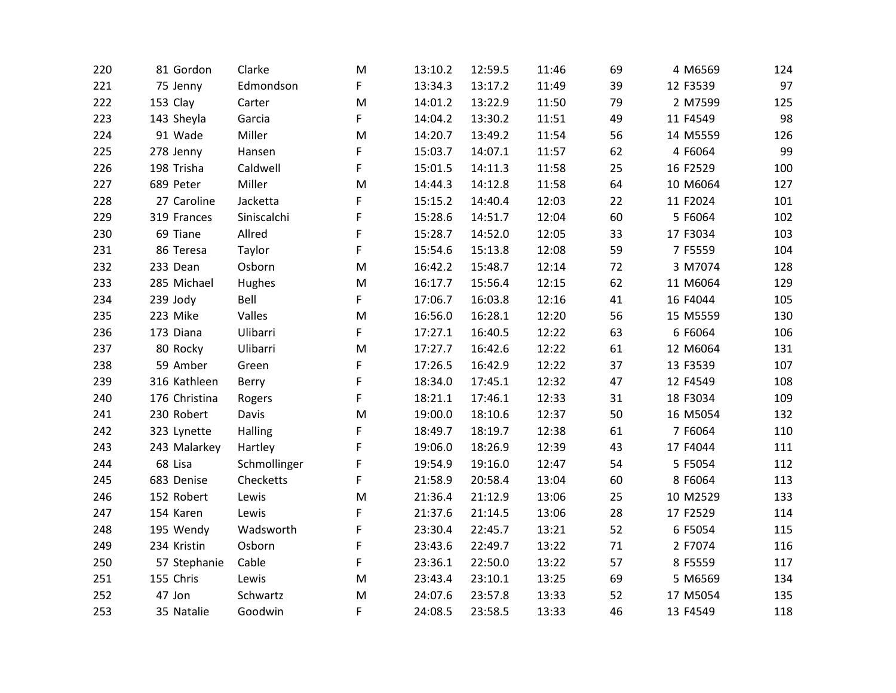| | | | | | | | | | | | |
|---|---|---|---|---|---|---|---|---|---|---|---|
| 220 | 81 | Gordon | Clarke | M | 13:10.2 | 12:59.5 | 11:46 | 69 | 4 | M6569 | 124 |
| 221 | 75 | Jenny | Edmondson | F | 13:34.3 | 13:17.2 | 11:49 | 39 | 12 | F3539 | 97 |
| 222 | 153 | Clay | Carter | M | 14:01.2 | 13:22.9 | 11:50 | 79 | 2 | M7599 | 125 |
| 223 | 143 | Sheyla | Garcia | F | 14:04.2 | 13:30.2 | 11:51 | 49 | 11 | F4549 | 98 |
| 224 | 91 | Wade | Miller | M | 14:20.7 | 13:49.2 | 11:54 | 56 | 14 | M5559 | 126 |
| 225 | 278 | Jenny | Hansen | F | 15:03.7 | 14:07.1 | 11:57 | 62 | 4 | F6064 | 99 |
| 226 | 198 | Trisha | Caldwell | F | 15:01.5 | 14:11.3 | 11:58 | 25 | 16 | F2529 | 100 |
| 227 | 689 | Peter | Miller | M | 14:44.3 | 14:12.8 | 11:58 | 64 | 10 | M6064 | 127 |
| 228 | 27 | Caroline | Jacketta | F | 15:15.2 | 14:40.4 | 12:03 | 22 | 11 | F2024 | 101 |
| 229 | 319 | Frances | Siniscalchi | F | 15:28.6 | 14:51.7 | 12:04 | 60 | 5 | F6064 | 102 |
| 230 | 69 | Tiane | Allred | F | 15:28.7 | 14:52.0 | 12:05 | 33 | 17 | F3034 | 103 |
| 231 | 86 | Teresa | Taylor | F | 15:54.6 | 15:13.8 | 12:08 | 59 | 7 | F5559 | 104 |
| 232 | 233 | Dean | Osborn | M | 16:42.2 | 15:48.7 | 12:14 | 72 | 3 | M7074 | 128 |
| 233 | 285 | Michael | Hughes | M | 16:17.7 | 15:56.4 | 12:15 | 62 | 11 | M6064 | 129 |
| 234 | 239 | Jody | Bell | F | 17:06.7 | 16:03.8 | 12:16 | 41 | 16 | F4044 | 105 |
| 235 | 223 | Mike | Valles | M | 16:56.0 | 16:28.1 | 12:20 | 56 | 15 | M5559 | 130 |
| 236 | 173 | Diana | Ulibarri | F | 17:27.1 | 16:40.5 | 12:22 | 63 | 6 | F6064 | 106 |
| 237 | 80 | Rocky | Ulibarri | M | 17:27.7 | 16:42.6 | 12:22 | 61 | 12 | M6064 | 131 |
| 238 | 59 | Amber | Green | F | 17:26.5 | 16:42.9 | 12:22 | 37 | 13 | F3539 | 107 |
| 239 | 316 | Kathleen | Berry | F | 18:34.0 | 17:45.1 | 12:32 | 47 | 12 | F4549 | 108 |
| 240 | 176 | Christina | Rogers | F | 18:21.1 | 17:46.1 | 12:33 | 31 | 18 | F3034 | 109 |
| 241 | 230 | Robert | Davis | M | 19:00.0 | 18:10.6 | 12:37 | 50 | 16 | M5054 | 132 |
| 242 | 323 | Lynette | Halling | F | 18:49.7 | 18:19.7 | 12:38 | 61 | 7 | F6064 | 110 |
| 243 | 243 | Malarkey | Hartley | F | 19:06.0 | 18:26.9 | 12:39 | 43 | 17 | F4044 | 111 |
| 244 | 68 | Lisa | Schmollinger | F | 19:54.9 | 19:16.0 | 12:47 | 54 | 5 | F5054 | 112 |
| 245 | 683 | Denise | Checketts | F | 21:58.9 | 20:58.4 | 13:04 | 60 | 8 | F6064 | 113 |
| 246 | 152 | Robert | Lewis | M | 21:36.4 | 21:12.9 | 13:06 | 25 | 10 | M2529 | 133 |
| 247 | 154 | Karen | Lewis | F | 21:37.6 | 21:14.5 | 13:06 | 28 | 17 | F2529 | 114 |
| 248 | 195 | Wendy | Wadsworth | F | 23:30.4 | 22:45.7 | 13:21 | 52 | 6 | F5054 | 115 |
| 249 | 234 | Kristin | Osborn | F | 23:43.6 | 22:49.7 | 13:22 | 71 | 2 | F7074 | 116 |
| 250 | 57 | Stephanie | Cable | F | 23:36.1 | 22:50.0 | 13:22 | 57 | 8 | F5559 | 117 |
| 251 | 155 | Chris | Lewis | M | 23:43.4 | 23:10.1 | 13:25 | 69 | 5 | M6569 | 134 |
| 252 | 47 | Jon | Schwartz | M | 24:07.6 | 23:57.8 | 13:33 | 52 | 17 | M5054 | 135 |
| 253 | 35 | Natalie | Goodwin | F | 24:08.5 | 23:58.5 | 13:33 | 46 | 13 | F4549 | 118 |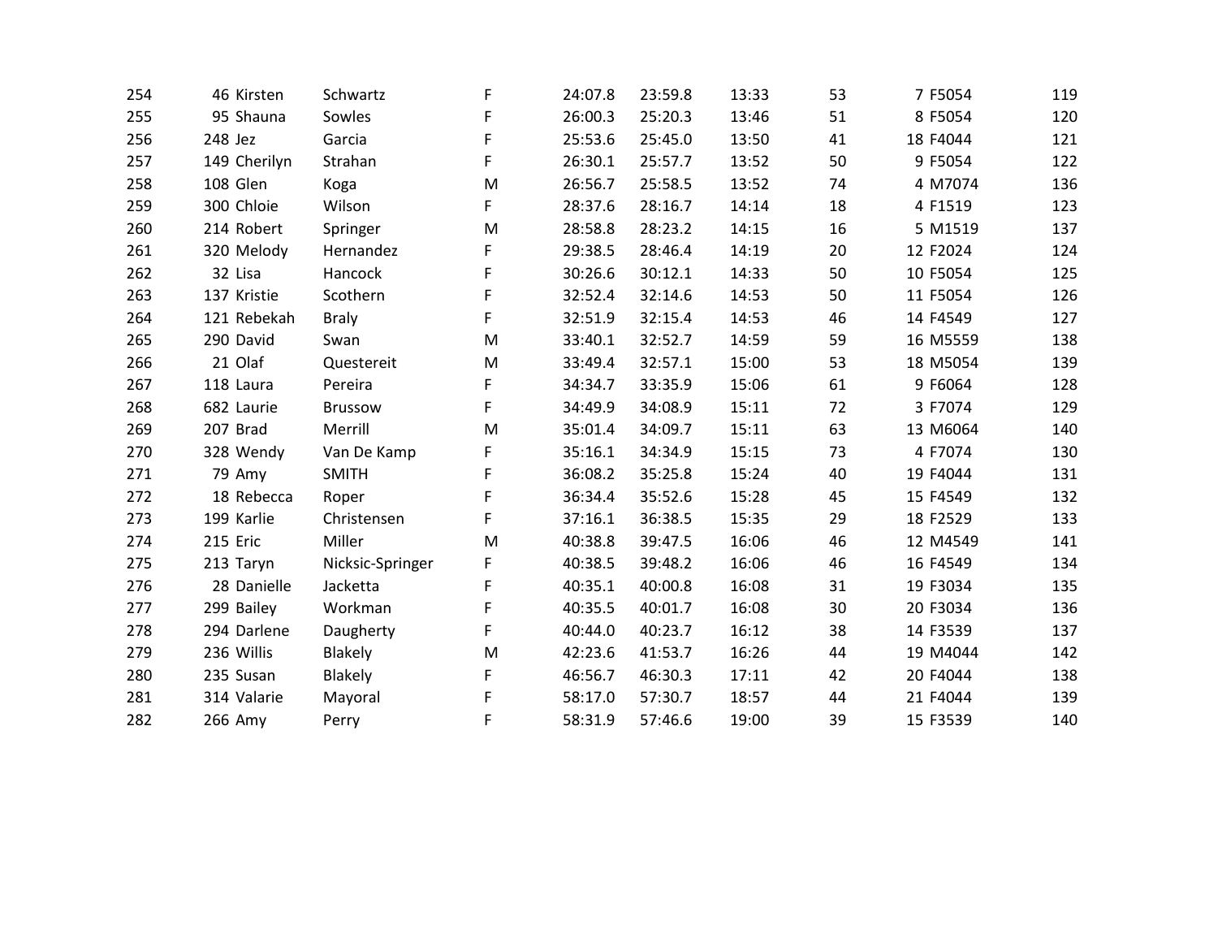| | | | | | | | | | | | |
|---|---|---|---|---|---|---|---|---|---|---|---|
| 254 | 46 | Kirsten | Schwartz | F | 24:07.8 | 23:59.8 | 13:33 | 53 | 7 | F5054 | 119 |
| 255 | 95 | Shauna | Sowles | F | 26:00.3 | 25:20.3 | 13:46 | 51 | 8 | F5054 | 120 |
| 256 | 248 | Jez | Garcia | F | 25:53.6 | 25:45.0 | 13:50 | 41 | 18 | F4044 | 121 |
| 257 | 149 | Cherilyn | Strahan | F | 26:30.1 | 25:57.7 | 13:52 | 50 | 9 | F5054 | 122 |
| 258 | 108 | Glen | Koga | M | 26:56.7 | 25:58.5 | 13:52 | 74 | 4 | M7074 | 136 |
| 259 | 300 | Chloie | Wilson | F | 28:37.6 | 28:16.7 | 14:14 | 18 | 4 | F1519 | 123 |
| 260 | 214 | Robert | Springer | M | 28:58.8 | 28:23.2 | 14:15 | 16 | 5 | M1519 | 137 |
| 261 | 320 | Melody | Hernandez | F | 29:38.5 | 28:46.4 | 14:19 | 20 | 12 | F2024 | 124 |
| 262 | 32 | Lisa | Hancock | F | 30:26.6 | 30:12.1 | 14:33 | 50 | 10 | F5054 | 125 |
| 263 | 137 | Kristie | Scothern | F | 32:52.4 | 32:14.6 | 14:53 | 50 | 11 | F5054 | 126 |
| 264 | 121 | Rebekah | Braly | F | 32:51.9 | 32:15.4 | 14:53 | 46 | 14 | F4549 | 127 |
| 265 | 290 | David | Swan | M | 33:40.1 | 32:52.7 | 14:59 | 59 | 16 | M5559 | 138 |
| 266 | 21 | Olaf | Questereit | M | 33:49.4 | 32:57.1 | 15:00 | 53 | 18 | M5054 | 139 |
| 267 | 118 | Laura | Pereira | F | 34:34.7 | 33:35.9 | 15:06 | 61 | 9 | F6064 | 128 |
| 268 | 682 | Laurie | Brussow | F | 34:49.9 | 34:08.9 | 15:11 | 72 | 3 | F7074 | 129 |
| 269 | 207 | Brad | Merrill | M | 35:01.4 | 34:09.7 | 15:11 | 63 | 13 | M6064 | 140 |
| 270 | 328 | Wendy | Van De Kamp | F | 35:16.1 | 34:34.9 | 15:15 | 73 | 4 | F7074 | 130 |
| 271 | 79 | Amy | SMITH | F | 36:08.2 | 35:25.8 | 15:24 | 40 | 19 | F4044 | 131 |
| 272 | 18 | Rebecca | Roper | F | 36:34.4 | 35:52.6 | 15:28 | 45 | 15 | F4549 | 132 |
| 273 | 199 | Karlie | Christensen | F | 37:16.1 | 36:38.5 | 15:35 | 29 | 18 | F2529 | 133 |
| 274 | 215 | Eric | Miller | M | 40:38.8 | 39:47.5 | 16:06 | 46 | 12 | M4549 | 141 |
| 275 | 213 | Taryn | Nicksic-Springer | F | 40:38.5 | 39:48.2 | 16:06 | 46 | 16 | F4549 | 134 |
| 276 | 28 | Danielle | Jacketta | F | 40:35.1 | 40:00.8 | 16:08 | 31 | 19 | F3034 | 135 |
| 277 | 299 | Bailey | Workman | F | 40:35.5 | 40:01.7 | 16:08 | 30 | 20 | F3034 | 136 |
| 278 | 294 | Darlene | Daugherty | F | 40:44.0 | 40:23.7 | 16:12 | 38 | 14 | F3539 | 137 |
| 279 | 236 | Willis | Blakely | M | 42:23.6 | 41:53.7 | 16:26 | 44 | 19 | M4044 | 142 |
| 280 | 235 | Susan | Blakely | F | 46:56.7 | 46:30.3 | 17:11 | 42 | 20 | F4044 | 138 |
| 281 | 314 | Valarie | Mayoral | F | 58:17.0 | 57:30.7 | 18:57 | 44 | 21 | F4044 | 139 |
| 282 | 266 | Amy | Perry | F | 58:31.9 | 57:46.6 | 19:00 | 39 | 15 | F3539 | 140 |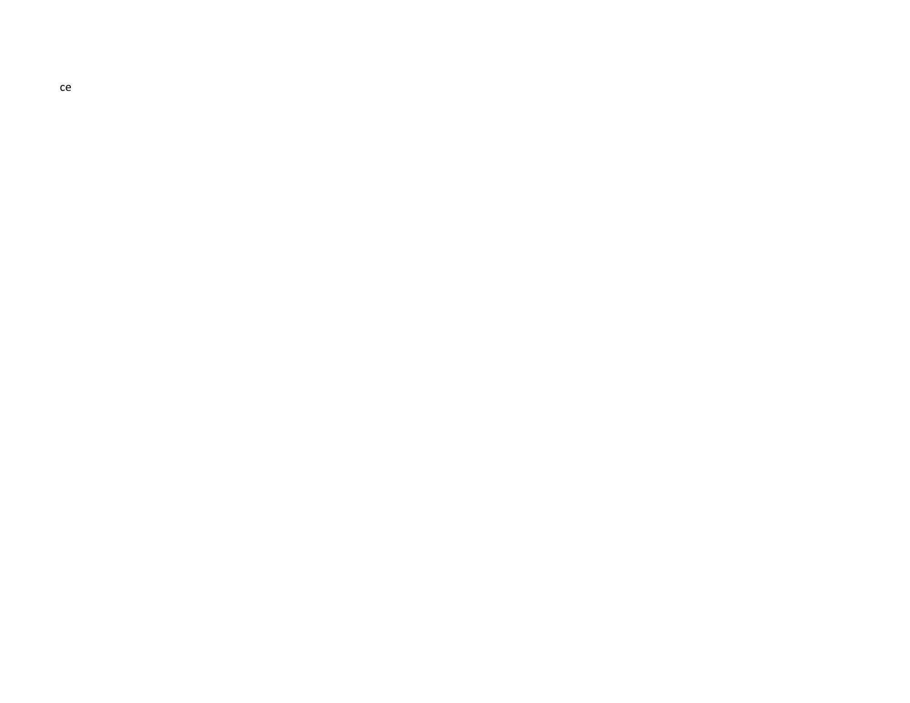ce